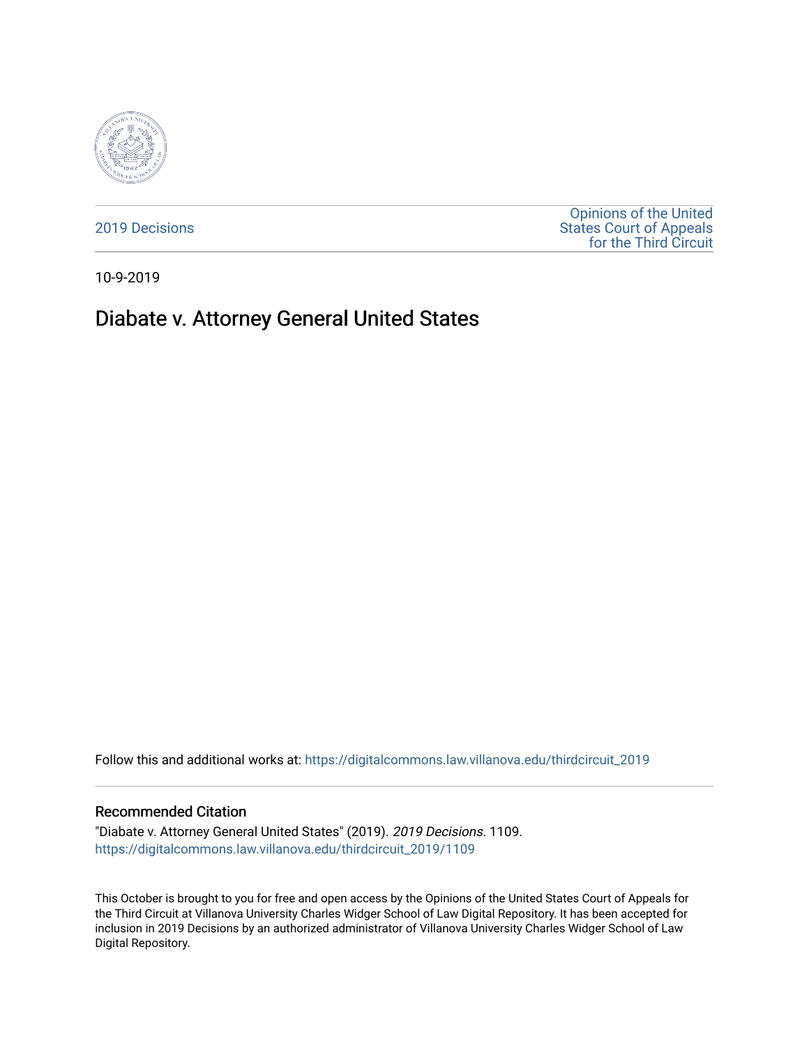2019 Decisions

Opinions of the United States Court of Appeals for the Third Circuit

10-9-2019

# Diabate v. Attorney General United States

Follow this and additional works at: https://digitalcommons.law.villanova.edu/thirdcircuit_2019

## Recommended Citation

"Diabate v. Attorney General United States" (2019). *2019 Decisions*. 1109.
https://digitalcommons.law.villanova.edu/thirdcircuit_2019/1109

This October is brought to you for free and open access by the Opinions of the United States Court of Appeals for the Third Circuit at Villanova University Charles Widger School of Law Digital Repository. It has been accepted for inclusion in 2019 Decisions by an authorized administrator of Villanova University Charles Widger School of Law Digital Repository.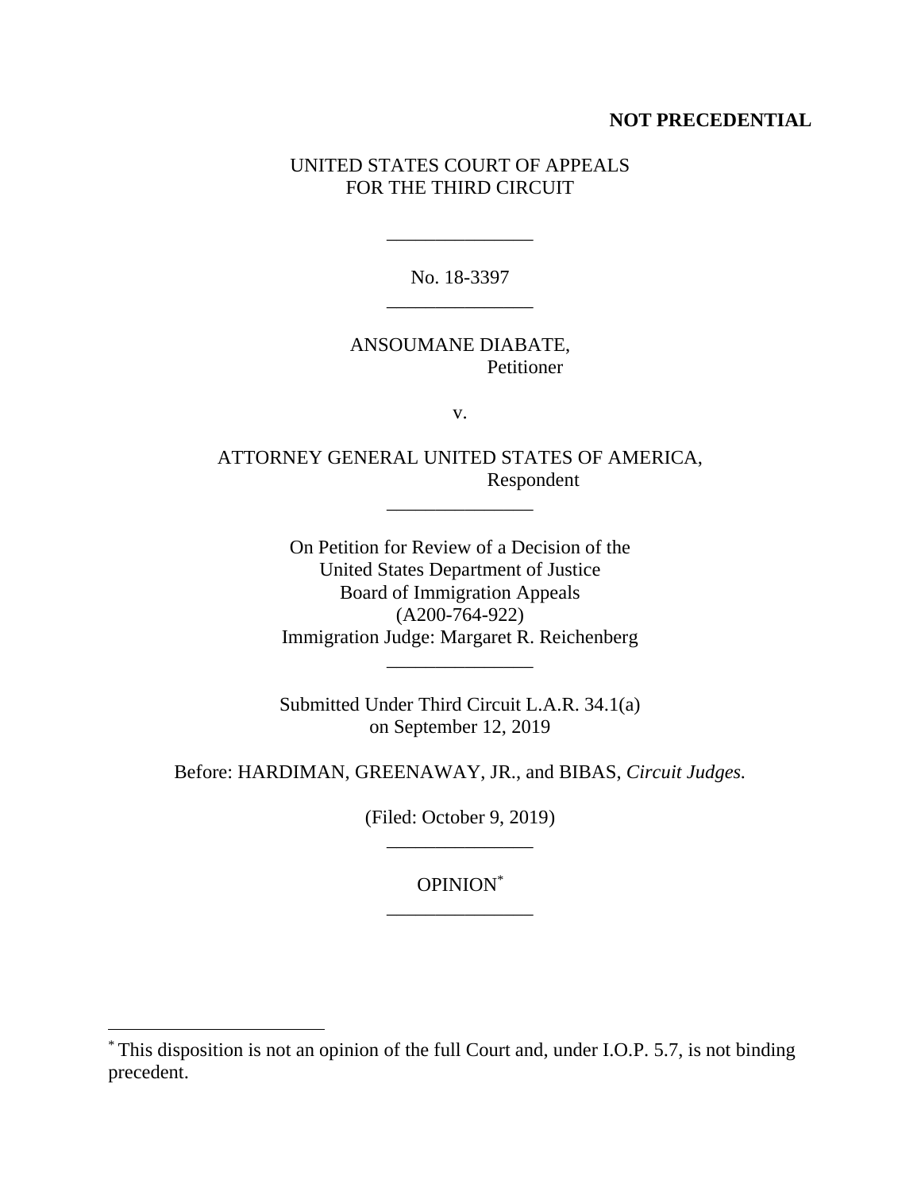**NOT PRECEDENTIAL**

UNITED STATES COURT OF APPEALS
FOR THE THIRD CIRCUIT

\_\_\_\_\_\_\_\_\_\_\_\_\_\_\_

No. 18-3397

\_\_\_\_\_\_\_\_\_\_\_\_\_\_\_

ANSOUMANE DIABATE,
Petitioner

v.

ATTORNEY GENERAL UNITED STATES OF AMERICA,
Respondent

\_\_\_\_\_\_\_\_\_\_\_\_\_\_\_

On Petition for Review of a Decision of the
United States Department of Justice
Board of Immigration Appeals
(A200-764-922)
Immigration Judge: Margaret R. Reichenberg

\_\_\_\_\_\_\_\_\_\_\_\_\_\_\_

Submitted Under Third Circuit L.A.R. 34.1(a)
on September 12, 2019

Before: HARDIMAN, GREENAWAY, JR., and BIBAS, *Circuit Judges.*

(Filed: October 9, 2019)

\_\_\_\_\_\_\_\_\_\_\_\_\_\_\_

OPINION[*]

\_\_\_\_\_\_\_\_\_\_\_\_\_\_\_

[*] This disposition is not an opinion of the full Court and, under I.O.P. 5.7, is not binding precedent.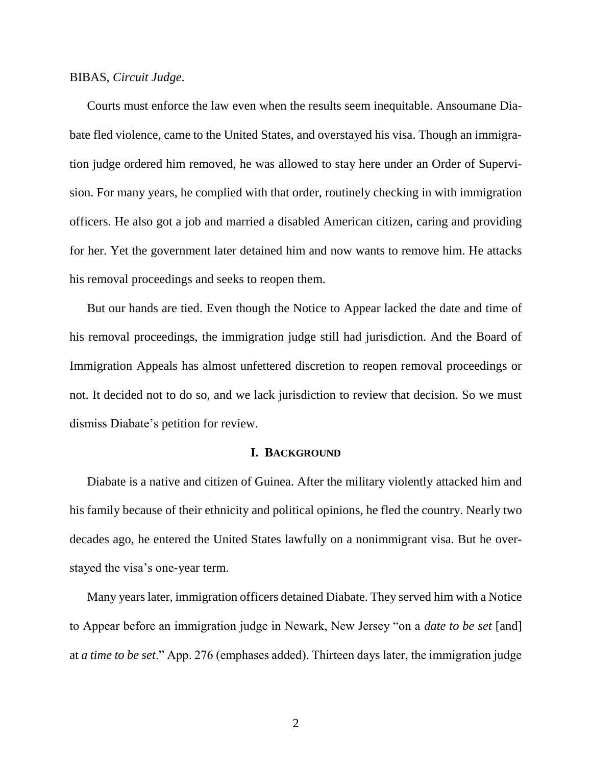BIBAS, *Circuit Judge*.

Courts must enforce the law even when the results seem inequitable. Ansoumane Diabate fled violence, came to the United States, and overstayed his visa. Though an immigration judge ordered him removed, he was allowed to stay here under an Order of Supervision. For many years, he complied with that order, routinely checking in with immigration officers. He also got a job and married a disabled American citizen, caring and providing for her. Yet the government later detained him and now wants to remove him. He attacks his removal proceedings and seeks to reopen them.

But our hands are tied. Even though the Notice to Appear lacked the date and time of his removal proceedings, the immigration judge still had jurisdiction. And the Board of Immigration Appeals has almost unfettered discretion to reopen removal proceedings or not. It decided not to do so, and we lack jurisdiction to review that decision. So we must dismiss Diabate's petition for review.

## I. BACKGROUND

Diabate is a native and citizen of Guinea. After the military violently attacked him and his family because of their ethnicity and political opinions, he fled the country. Nearly two decades ago, he entered the United States lawfully on a nonimmigrant visa. But he overstayed the visa's one-year term.

Many years later, immigration officers detained Diabate. They served him with a Notice to Appear before an immigration judge in Newark, New Jersey "on a *date to be set* [and] at *a time to be set*." App. 276 (emphases added). Thirteen days later, the immigration judge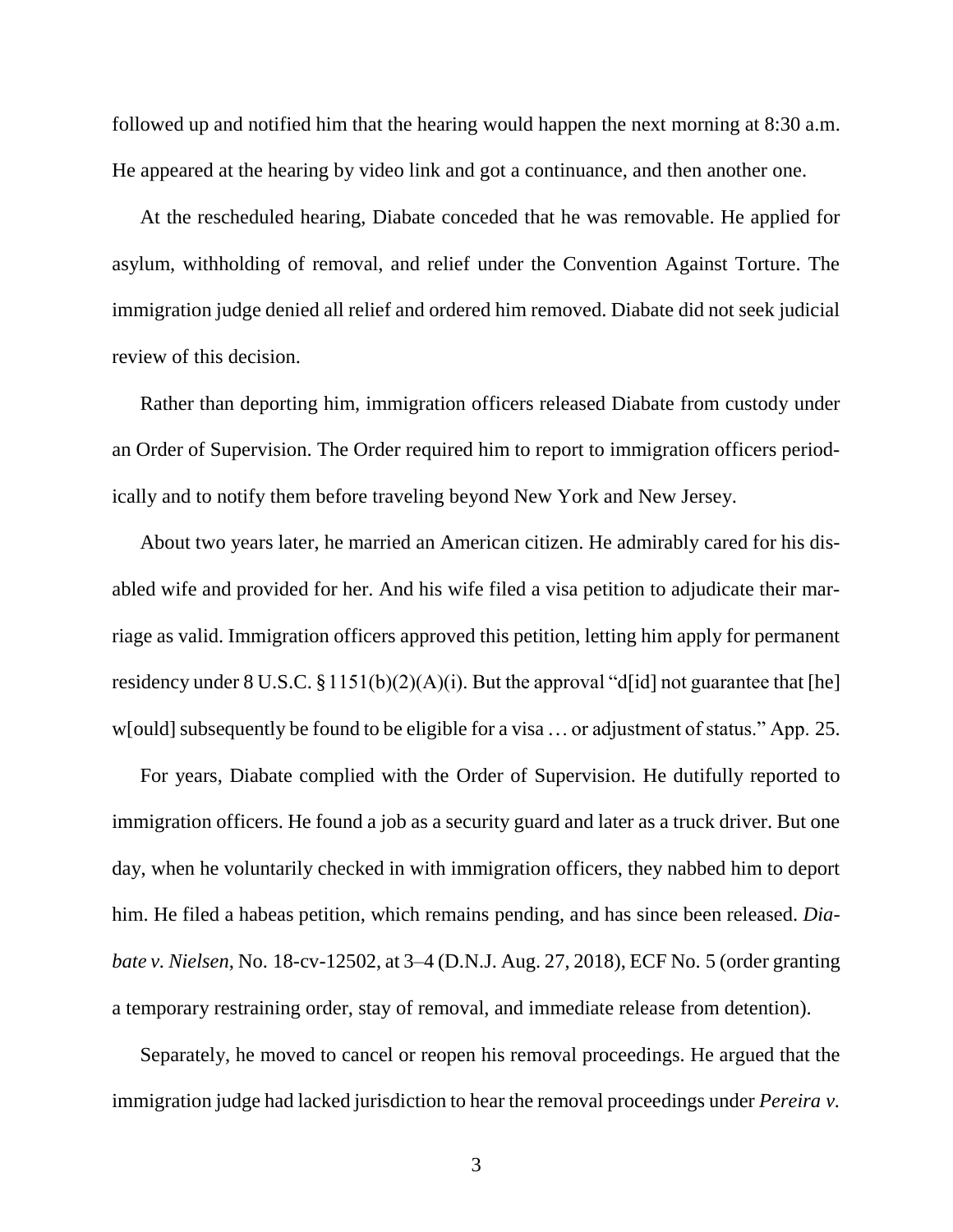followed up and notified him that the hearing would happen the next morning at 8:30 a.m. He appeared at the hearing by video link and got a continuance, and then another one.

At the rescheduled hearing, Diabate conceded that he was removable. He applied for asylum, withholding of removal, and relief under the Convention Against Torture. The immigration judge denied all relief and ordered him removed. Diabate did not seek judicial review of this decision.

Rather than deporting him, immigration officers released Diabate from custody under an Order of Supervision. The Order required him to report to immigration officers periodically and to notify them before traveling beyond New York and New Jersey.

About two years later, he married an American citizen. He admirably cared for his disabled wife and provided for her. And his wife filed a visa petition to adjudicate their marriage as valid. Immigration officers approved this petition, letting him apply for permanent residency under 8 U.S.C. § 1151(b)(2)(A)(i). But the approval "d[id] not guarantee that [he] w[ould] subsequently be found to be eligible for a visa … or adjustment of status." App. 25.

For years, Diabate complied with the Order of Supervision. He dutifully reported to immigration officers. He found a job as a security guard and later as a truck driver. But one day, when he voluntarily checked in with immigration officers, they nabbed him to deport him. He filed a habeas petition, which remains pending, and has since been released. *Diabate v. Nielsen*, No. 18-cv-12502, at 3–4 (D.N.J. Aug. 27, 2018), ECF No. 5 (order granting a temporary restraining order, stay of removal, and immediate release from detention).

Separately, he moved to cancel or reopen his removal proceedings. He argued that the immigration judge had lacked jurisdiction to hear the removal proceedings under *Pereira v.*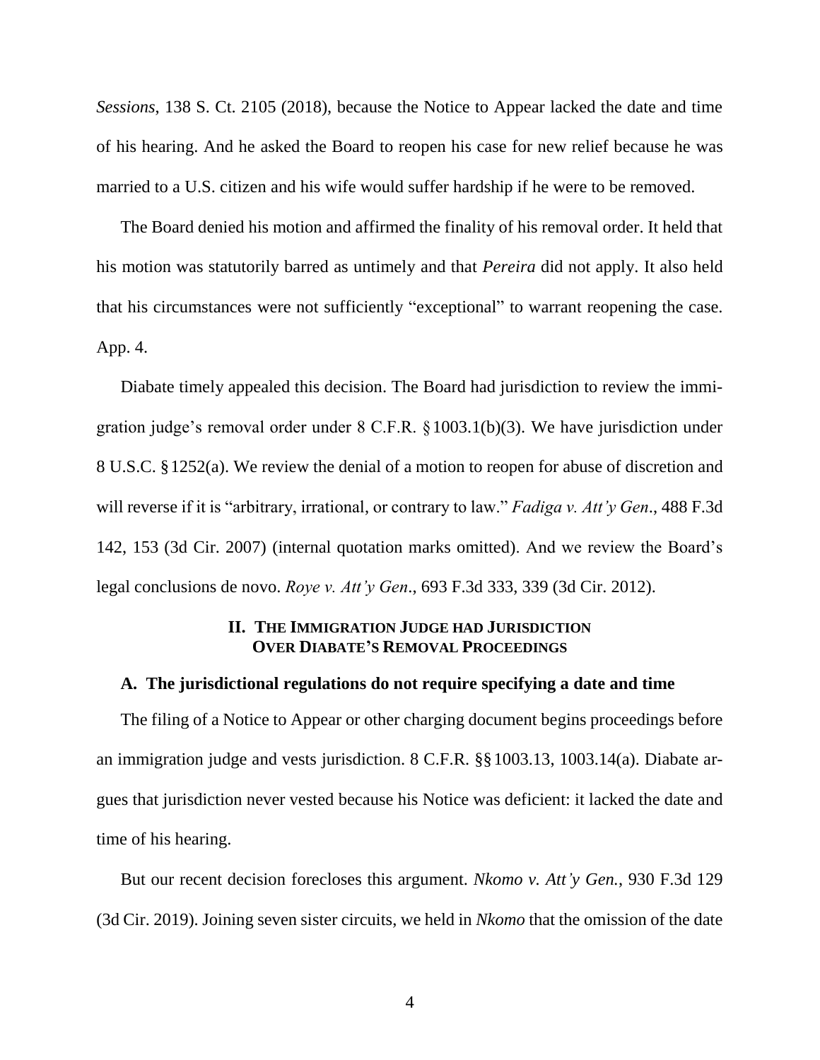*Sessions*, 138 S. Ct. 2105 (2018), because the Notice to Appear lacked the date and time of his hearing. And he asked the Board to reopen his case for new relief because he was married to a U.S. citizen and his wife would suffer hardship if he were to be removed.

The Board denied his motion and affirmed the finality of his removal order. It held that his motion was statutorily barred as untimely and that *Pereira* did not apply. It also held that his circumstances were not sufficiently "exceptional" to warrant reopening the case. App. 4.

Diabate timely appealed this decision. The Board had jurisdiction to review the immigration judge's removal order under 8 C.F.R. § 1003.1(b)(3). We have jurisdiction under 8 U.S.C. § 1252(a). We review the denial of a motion to reopen for abuse of discretion and will reverse if it is "arbitrary, irrational, or contrary to law." *Fadiga v. Att'y Gen*., 488 F.3d 142, 153 (3d Cir. 2007) (internal quotation marks omitted). And we review the Board's legal conclusions de novo. *Roye v. Att'y Gen*., 693 F.3d 333, 339 (3d Cir. 2012).

## II. The Immigration Judge had Jurisdiction Over Diabate's Removal Proceedings

### A. The jurisdictional regulations do not require specifying a date and time

The filing of a Notice to Appear or other charging document begins proceedings before an immigration judge and vests jurisdiction. 8 C.F.R. §§ 1003.13, 1003.14(a). Diabate argues that jurisdiction never vested because his Notice was deficient: it lacked the date and time of his hearing.

But our recent decision forecloses this argument. *Nkomo v. Att'y Gen.*, 930 F.3d 129 (3d Cir. 2019). Joining seven sister circuits, we held in *Nkomo* that the omission of the date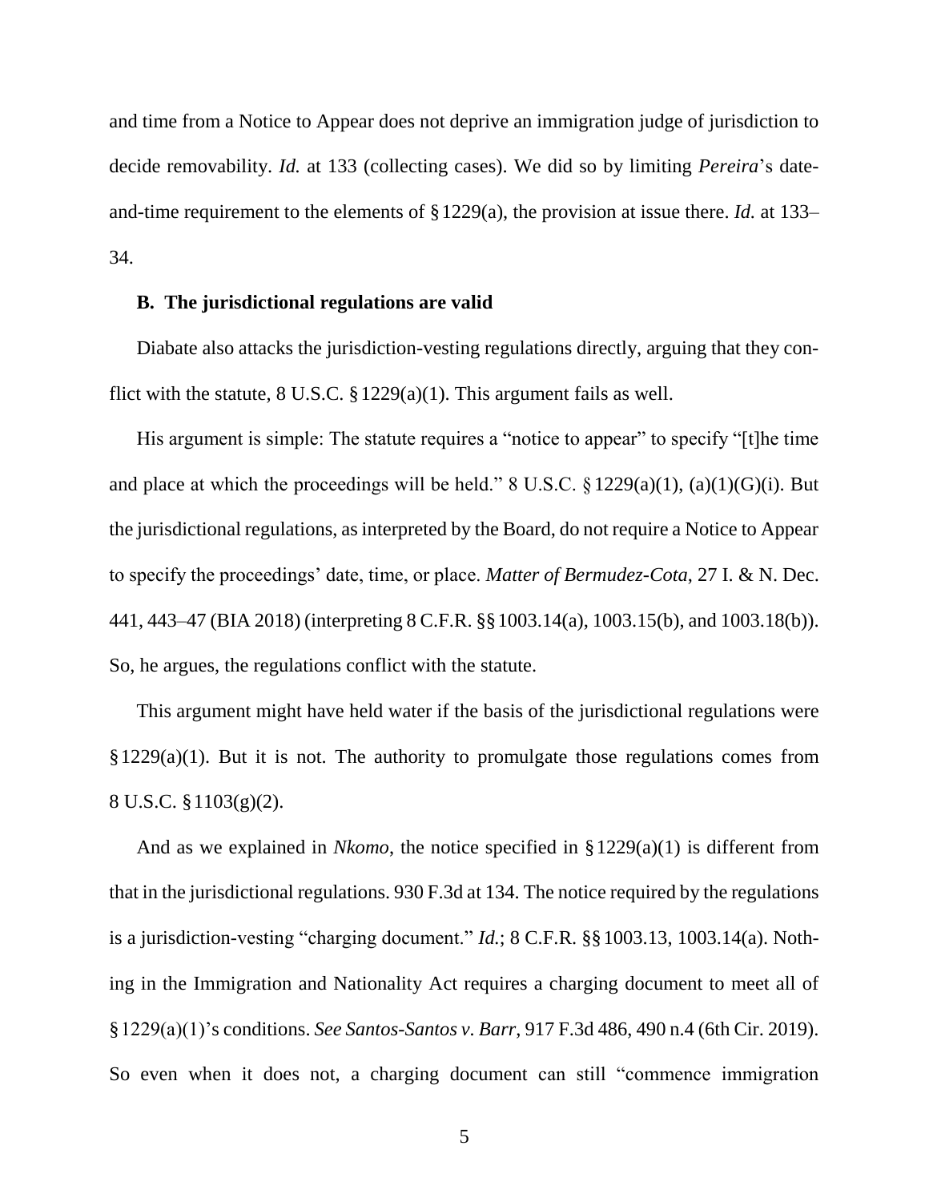and time from a Notice to Appear does not deprive an immigration judge of jurisdiction to decide removability. *Id.* at 133 (collecting cases). We did so by limiting *Pereira*'s date-and-time requirement to the elements of § 1229(a), the provision at issue there. *Id.* at 133–34.

### B. The jurisdictional regulations are valid

Diabate also attacks the jurisdiction-vesting regulations directly, arguing that they conflict with the statute, 8 U.S.C. § 1229(a)(1). This argument fails as well.

His argument is simple: The statute requires a "notice to appear" to specify "[t]he time and place at which the proceedings will be held." 8 U.S.C. § 1229(a)(1), (a)(1)(G)(i). But the jurisdictional regulations, as interpreted by the Board, do not require a Notice to Appear to specify the proceedings' date, time, or place. *Matter of Bermudez-Cota*, 27 I. & N. Dec. 441, 443–47 (BIA 2018) (interpreting 8 C.F.R. §§ 1003.14(a), 1003.15(b), and 1003.18(b)). So, he argues, the regulations conflict with the statute.

This argument might have held water if the basis of the jurisdictional regulations were § 1229(a)(1). But it is not. The authority to promulgate those regulations comes from 8 U.S.C. § 1103(g)(2).

And as we explained in *Nkomo*, the notice specified in § 1229(a)(1) is different from that in the jurisdictional regulations. 930 F.3d at 134. The notice required by the regulations is a jurisdiction-vesting "charging document." *Id.*; 8 C.F.R. §§ 1003.13, 1003.14(a). Nothing in the Immigration and Nationality Act requires a charging document to meet all of § 1229(a)(1)'s conditions. *See Santos-Santos v. Barr*, 917 F.3d 486, 490 n.4 (6th Cir. 2019). So even when it does not, a charging document can still "commence immigration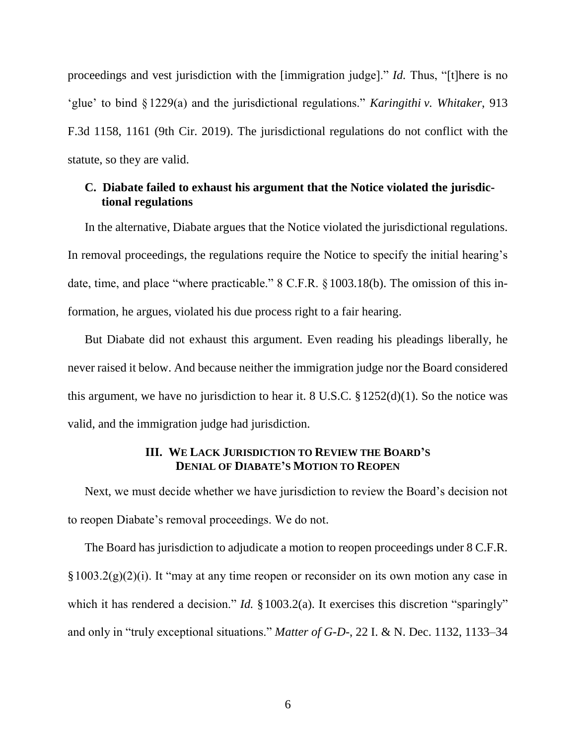proceedings and vest jurisdiction with the [immigration judge]." *Id.* Thus, "[t]here is no 'glue' to bind § 1229(a) and the jurisdictional regulations." *Karingithi v. Whitaker*, 913 F.3d 1158, 1161 (9th Cir. 2019). The jurisdictional regulations do not conflict with the statute, so they are valid.

### C. Diabate failed to exhaust his argument that the Notice violated the jurisdictional regulations

In the alternative, Diabate argues that the Notice violated the jurisdictional regulations. In removal proceedings, the regulations require the Notice to specify the initial hearing's date, time, and place "where practicable." 8 C.F.R. § 1003.18(b). The omission of this information, he argues, violated his due process right to a fair hearing.

But Diabate did not exhaust this argument. Even reading his pleadings liberally, he never raised it below. And because neither the immigration judge nor the Board considered this argument, we have no jurisdiction to hear it. 8 U.S.C. § 1252(d)(1). So the notice was valid, and the immigration judge had jurisdiction.

## III. We Lack Jurisdiction to Review the Board's Denial of Diabate's Motion to Reopen

Next, we must decide whether we have jurisdiction to review the Board's decision not to reopen Diabate's removal proceedings. We do not.

The Board has jurisdiction to adjudicate a motion to reopen proceedings under 8 C.F.R. § 1003.2(g)(2)(i). It "may at any time reopen or reconsider on its own motion any case in which it has rendered a decision." *Id.* § 1003.2(a). It exercises this discretion "sparingly" and only in "truly exceptional situations." *Matter of G-D-*, 22 I. & N. Dec. 1132, 1133–34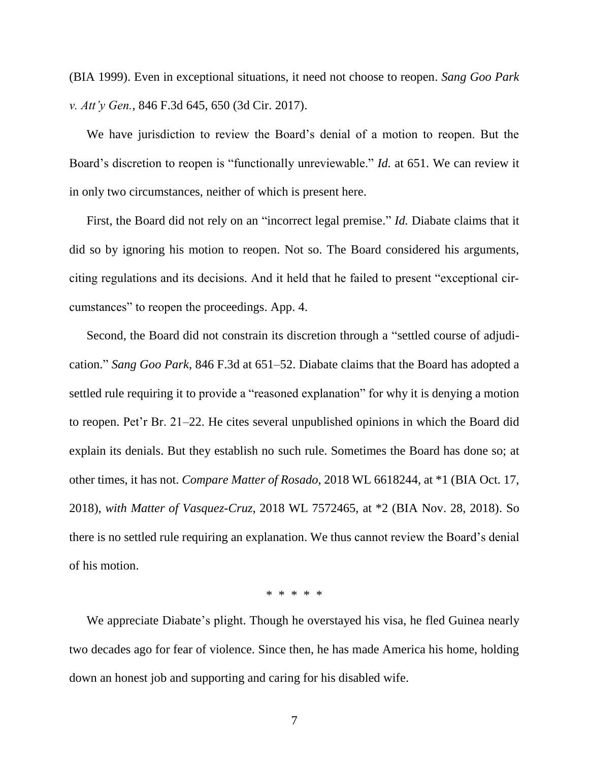(BIA 1999). Even in exceptional situations, it need not choose to reopen. *Sang Goo Park v. Att'y Gen.*, 846 F.3d 645, 650 (3d Cir. 2017).

We have jurisdiction to review the Board's denial of a motion to reopen. But the Board's discretion to reopen is "functionally unreviewable." *Id.* at 651. We can review it in only two circumstances, neither of which is present here.

First, the Board did not rely on an "incorrect legal premise." *Id.* Diabate claims that it did so by ignoring his motion to reopen. Not so. The Board considered his arguments, citing regulations and its decisions. And it held that he failed to present "exceptional circumstances" to reopen the proceedings. App. 4.

Second, the Board did not constrain its discretion through a "settled course of adjudication." *Sang Goo Park*, 846 F.3d at 651–52. Diabate claims that the Board has adopted a settled rule requiring it to provide a "reasoned explanation" for why it is denying a motion to reopen. Pet'r Br. 21–22. He cites several unpublished opinions in which the Board did explain its denials. But they establish no such rule. Sometimes the Board has done so; at other times, it has not. *Compare Matter of Rosado*, 2018 WL 6618244, at *1 (BIA Oct. 17, 2018), *with Matter of Vasquez-Cruz*, 2018 WL 7572465, at *2 (BIA Nov. 28, 2018). So there is no settled rule requiring an explanation. We thus cannot review the Board's denial of his motion.

\* \* \* \* \*

We appreciate Diabate's plight. Though he overstayed his visa, he fled Guinea nearly two decades ago for fear of violence. Since then, he has made America his home, holding down an honest job and supporting and caring for his disabled wife.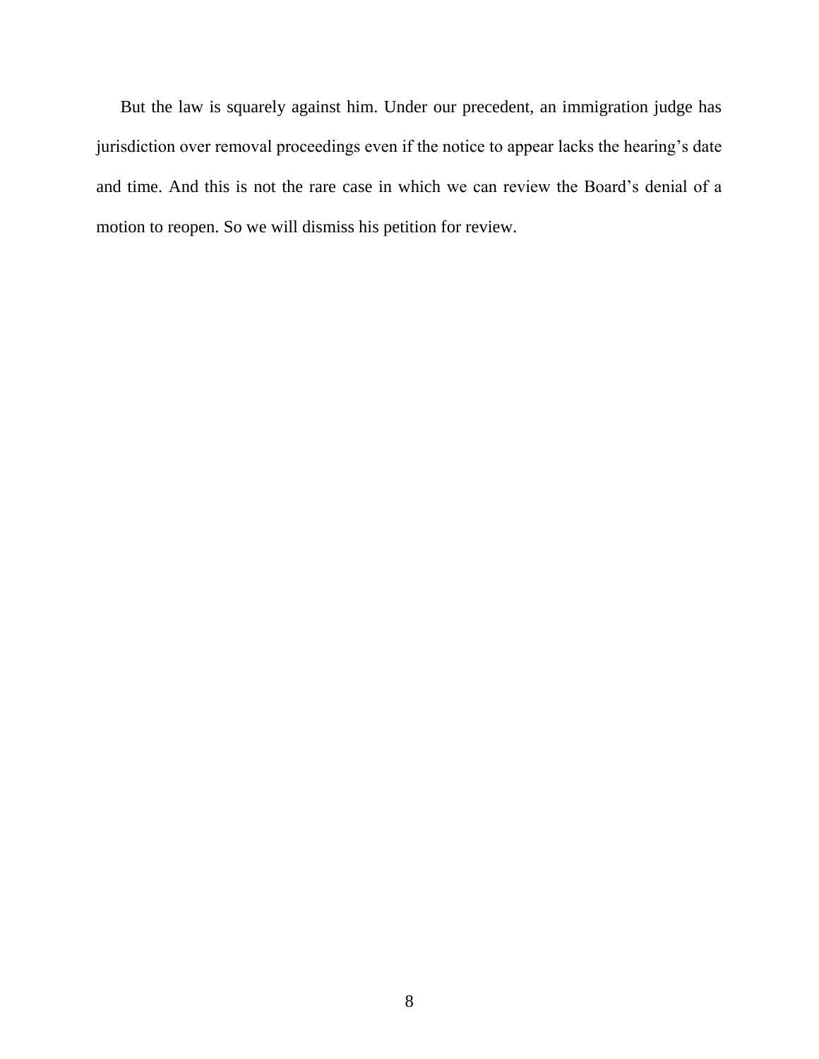But the law is squarely against him. Under our precedent, an immigration judge has jurisdiction over removal proceedings even if the notice to appear lacks the hearing's date and time. And this is not the rare case in which we can review the Board's denial of a motion to reopen. So we will dismiss his petition for review.